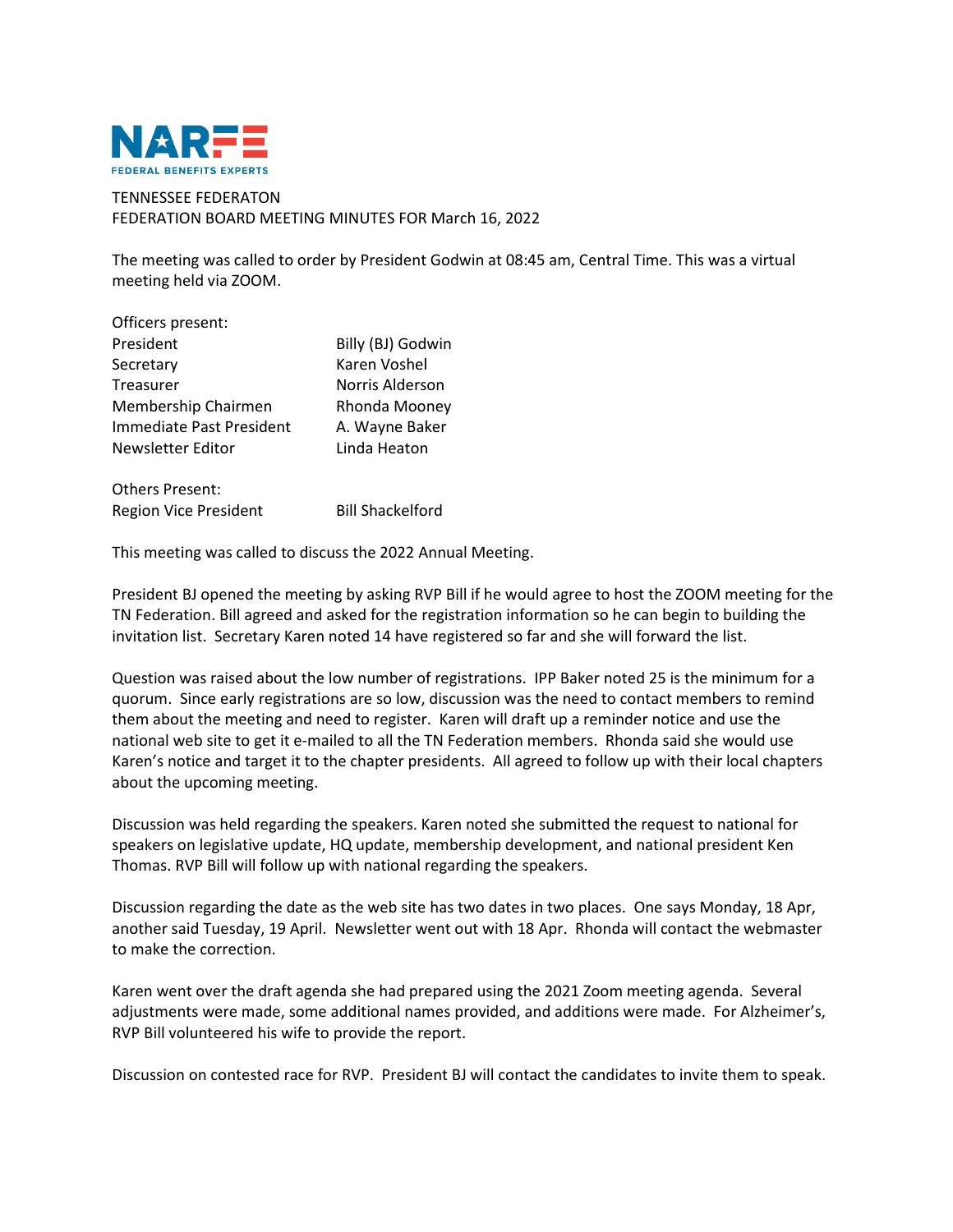NARFE
FEDERAL BENEFITS EXPERTS

TENNESSEE FEDERATON
FEDERATION BOARD MEETING MINUTES FOR March 16, 2022

The meeting was called to order by President Godwin at 08:45 am, Central Time. This was a virtual meeting held via ZOOM.

Officers present:

| | |
|---|---|
| President | Billy (BJ) Godwin |
| Secretary | Karen Voshel |
| Treasurer | Norris Alderson |
| Membership Chairmen | Rhonda Mooney |
| Immediate Past President | A. Wayne Baker |
| Newsletter Editor | Linda Heaton |

Others Present:

| | |
|---|---|
| Region Vice President | Bill Shackelford |

This meeting was called to discuss the 2022 Annual Meeting.

President BJ opened the meeting by asking RVP Bill if he would agree to host the ZOOM meeting for the TN Federation. Bill agreed and asked for the registration information so he can begin to building the invitation list. Secretary Karen noted 14 have registered so far and she will forward the list.

Question was raised about the low number of registrations. IPP Baker noted 25 is the minimum for a quorum. Since early registrations are so low, discussion was the need to contact members to remind them about the meeting and need to register. Karen will draft up a reminder notice and use the national web site to get it e-mailed to all the TN Federation members. Rhonda said she would use Karen's notice and target it to the chapter presidents. All agreed to follow up with their local chapters about the upcoming meeting.

Discussion was held regarding the speakers. Karen noted she submitted the request to national for speakers on legislative update, HQ update, membership development, and national president Ken Thomas. RVP Bill will follow up with national regarding the speakers.

Discussion regarding the date as the web site has two dates in two places. One says Monday, 18 Apr, another said Tuesday, 19 April. Newsletter went out with 18 Apr. Rhonda will contact the webmaster to make the correction.

Karen went over the draft agenda she had prepared using the 2021 Zoom meeting agenda. Several adjustments were made, some additional names provided, and additions were made. For Alzheimer's, RVP Bill volunteered his wife to provide the report.

Discussion on contested race for RVP. President BJ will contact the candidates to invite them to speak.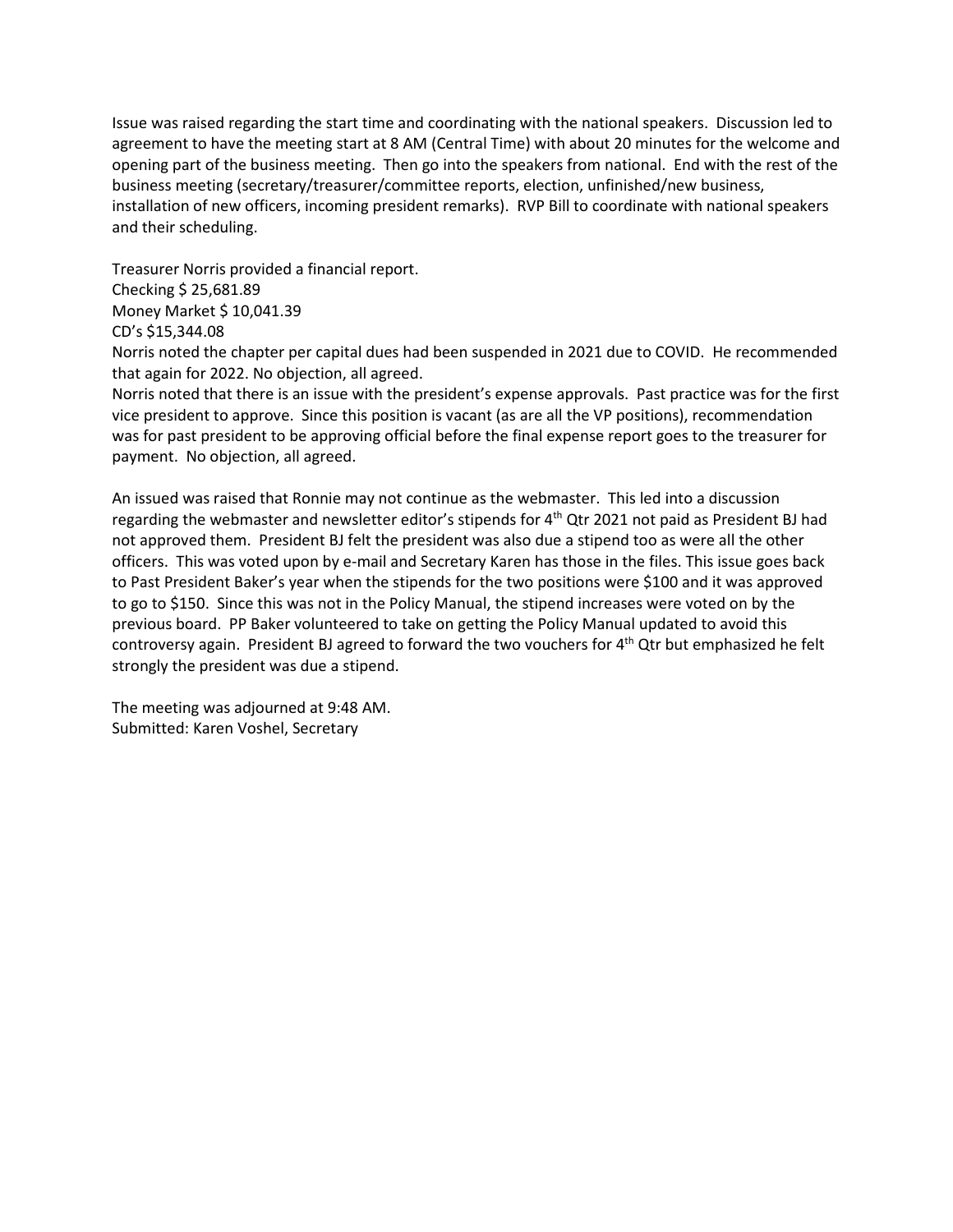Issue was raised regarding the start time and coordinating with the national speakers. Discussion led to agreement to have the meeting start at 8 AM (Central Time) with about 20 minutes for the welcome and opening part of the business meeting. Then go into the speakers from national. End with the rest of the business meeting (secretary/treasurer/committee reports, election, unfinished/new business, installation of new officers, incoming president remarks). RVP Bill to coordinate with national speakers and their scheduling.

Treasurer Norris provided a financial report.
Checking $ 25,681.89
Money Market $ 10,041.39
CD's $15,344.08
Norris noted the chapter per capital dues had been suspended in 2021 due to COVID. He recommended that again for 2022. No objection, all agreed.
Norris noted that there is an issue with the president's expense approvals. Past practice was for the first vice president to approve. Since this position is vacant (as are all the VP positions), recommendation was for past president to be approving official before the final expense report goes to the treasurer for payment. No objection, all agreed.

An issued was raised that Ronnie may not continue as the webmaster. This led into a discussion regarding the webmaster and newsletter editor's stipends for 4th Qtr 2021 not paid as President BJ had not approved them. President BJ felt the president was also due a stipend too as were all the other officers. This was voted upon by e-mail and Secretary Karen has those in the files. This issue goes back to Past President Baker's year when the stipends for the two positions were $100 and it was approved to go to $150. Since this was not in the Policy Manual, the stipend increases were voted on by the previous board. PP Baker volunteered to take on getting the Policy Manual updated to avoid this controversy again. President BJ agreed to forward the two vouchers for 4th Qtr but emphasized he felt strongly the president was due a stipend.

The meeting was adjourned at 9:48 AM.
Submitted: Karen Voshel, Secretary